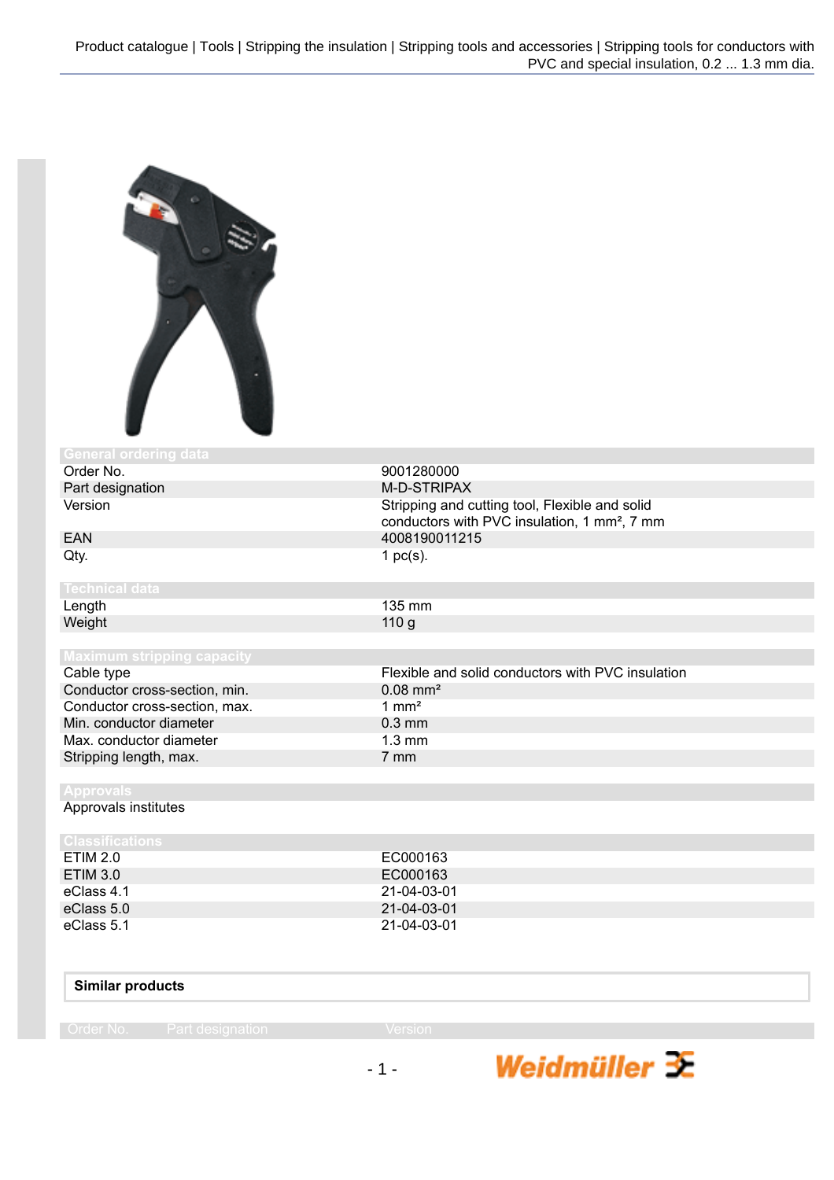Product catalogue | Tools | Stripping the insulation | Stripping tools and accessories | Stripping tools for conductors with PVC and special insulation, 0.2 ... 1.3 mm dia.

| General ordering data | |
|---|---|
| Order No. | 9001280000 |
| Part designation | M-D-STRIPAX |
| Version | Stripping and cutting tool, Flexible and solid conductors with PVC insulation, 1 mm², 7 mm |
| EAN | 4008190011215 |
| Qty. | 1 pc(s). |

| Technical data | |
|---|---|
| Length | 135 mm |
| Weight | 110 g |

| Maximum stripping capacity | |
|---|---|
| Cable type | Flexible and solid conductors with PVC insulation |
| Conductor cross-section, min. | 0.08 mm² |
| Conductor cross-section, max. | 1 mm² |
| Min. conductor diameter | 0.3 mm |
| Max. conductor diameter | 1.3 mm |
| Stripping length, max. | 7 mm |

| Approvals | |
|---|---|
| Approvals institutes | |

| Classifications | |
|---|---|
| ETIM 2.0 | EC000163 |
| ETIM 3.0 | EC000163 |
| eClass 4.1 | 21-04-03-01 |
| eClass 5.0 | 21-04-03-01 |
| eClass 5.1 | 21-04-03-01 |

**Similar products**

| Order No. | Part designation | Version |
|---|---|---|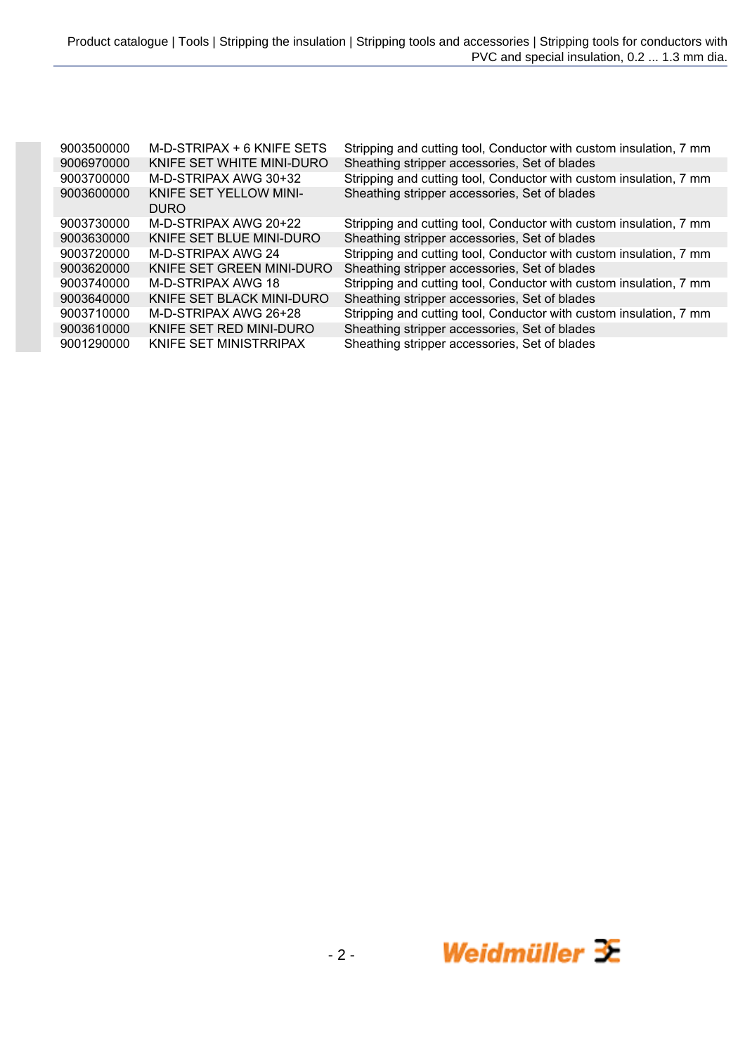| | | |
|---|---|---|
| 9003500000 | M-D-STRIPAX + 6 KNIFE SETS | Stripping and cutting tool, Conductor with custom insulation, 7 mm |
| 9006970000 | KNIFE SET WHITE MINI-DURO | Sheathing stripper accessories, Set of blades |
| 9003700000 | M-D-STRIPAX AWG 30+32 | Stripping and cutting tool, Conductor with custom insulation, 7 mm |
| 9003600000 | KNIFE SET YELLOW MINI-DURO | Sheathing stripper accessories, Set of blades |
| 9003730000 | M-D-STRIPAX AWG 20+22 | Stripping and cutting tool, Conductor with custom insulation, 7 mm |
| 9003630000 | KNIFE SET BLUE MINI-DURO | Sheathing stripper accessories, Set of blades |
| 9003720000 | M-D-STRIPAX AWG 24 | Stripping and cutting tool, Conductor with custom insulation, 7 mm |
| 9003620000 | KNIFE SET GREEN MINI-DURO | Sheathing stripper accessories, Set of blades |
| 9003740000 | M-D-STRIPAX AWG 18 | Stripping and cutting tool, Conductor with custom insulation, 7 mm |
| 9003640000 | KNIFE SET BLACK MINI-DURO | Sheathing stripper accessories, Set of blades |
| 9003710000 | M-D-STRIPAX AWG 26+28 | Stripping and cutting tool, Conductor with custom insulation, 7 mm |
| 9003610000 | KNIFE SET RED MINI-DURO | Sheathing stripper accessories, Set of blades |
| 9001290000 | KNIFE SET MINISTRRIPAX | Sheathing stripper accessories, Set of blades |